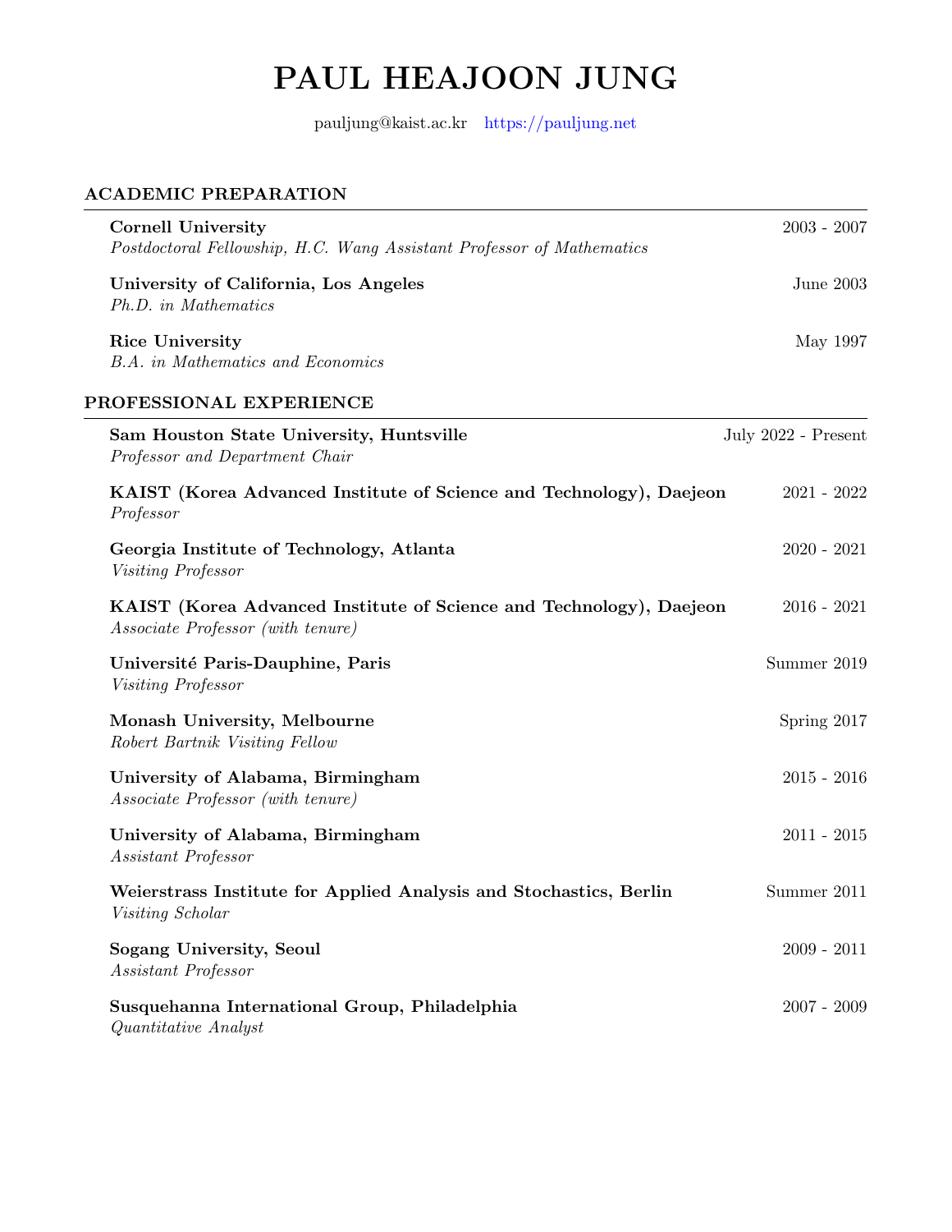# PAUL HEAJOON JUNG

pauljung@kaist.ac.kr https://pauljung.net

## ACADEMIC PREPARATION

**Cornell University** — 2003 - 2007
*Postdoctoral Fellowship, H.C. Wang Assistant Professor of Mathematics*

**University of California, Los Angeles** — June 2003
*Ph.D. in Mathematics*

**Rice University** — May 1997
*B.A. in Mathematics and Economics*

## PROFESSIONAL EXPERIENCE

**Sam Houston State University, Huntsville** — July 2022 - Present
*Professor and Department Chair*

**KAIST (Korea Advanced Institute of Science and Technology), Daejeon** — 2021 - 2022
*Professor*

**Georgia Institute of Technology, Atlanta** — 2020 - 2021
*Visiting Professor*

**KAIST (Korea Advanced Institute of Science and Technology), Daejeon** — 2016 - 2021
*Associate Professor (with tenure)*

**Université Paris-Dauphine, Paris** — Summer 2019
*Visiting Professor*

**Monash University, Melbourne** — Spring 2017
*Robert Bartnik Visiting Fellow*

**University of Alabama, Birmingham** — 2015 - 2016
*Associate Professor (with tenure)*

**University of Alabama, Birmingham** — 2011 - 2015
*Assistant Professor*

**Weierstrass Institute for Applied Analysis and Stochastics, Berlin** — Summer 2011
*Visiting Scholar*

**Sogang University, Seoul** — 2009 - 2011
*Assistant Professor*

**Susquehanna International Group, Philadelphia** — 2007 - 2009
*Quantitative Analyst*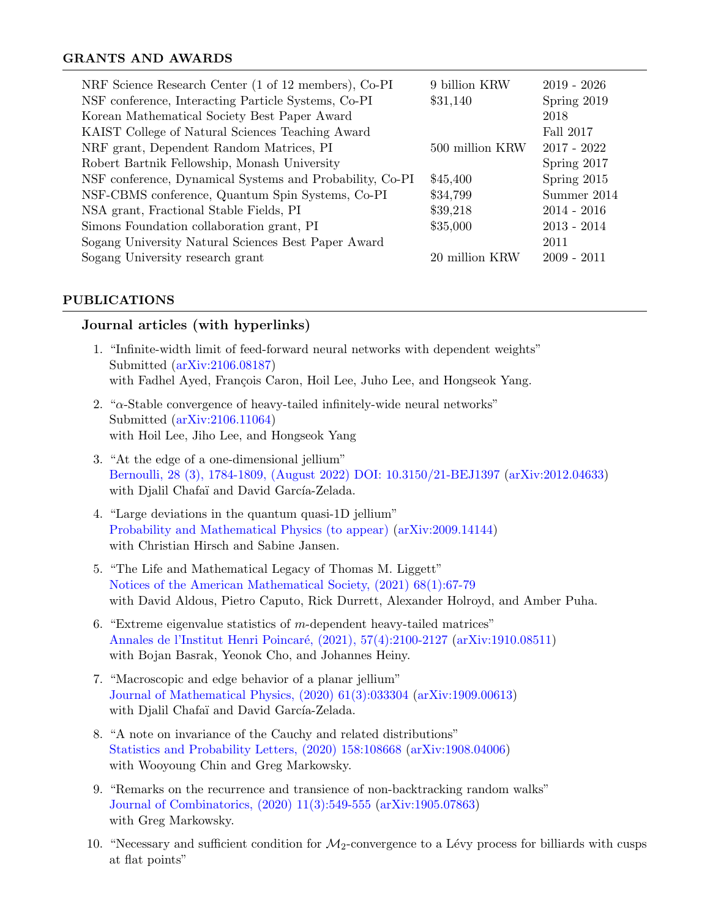## GRANTS AND AWARDS

| | | |
|---|---|---|
| NRF Science Research Center (1 of 12 members), Co-PI | 9 billion KRW | 2019 - 2026 |
| NSF conference, Interacting Particle Systems, Co-PI | $31,140 | Spring 2019 |
| Korean Mathematical Society Best Paper Award | | 2018 |
| KAIST College of Natural Sciences Teaching Award | | Fall 2017 |
| NRF grant, Dependent Random Matrices, PI | 500 million KRW | 2017 - 2022 |
| Robert Bartnik Fellowship, Monash University | | Spring 2017 |
| NSF conference, Dynamical Systems and Probability, Co-PI | $45,400 | Spring 2015 |
| NSF-CBMS conference, Quantum Spin Systems, Co-PI | $34,799 | Summer 2014 |
| NSA grant, Fractional Stable Fields, PI | $39,218 | 2014 - 2016 |
| Simons Foundation collaboration grant, PI | $35,000 | 2013 - 2014 |
| Sogang University Natural Sciences Best Paper Award | | 2011 |
| Sogang University research grant | 20 million KRW | 2009 - 2011 |

## PUBLICATIONS

### Journal articles (with hyperlinks)

1. "Infinite-width limit of feed-forward neural networks with dependent weights"
   Submitted (arXiv:2106.08187)
   with Fadhel Ayed, François Caron, Hoil Lee, Juho Lee, and Hongseok Yang.

2. "$\alpha$-Stable convergence of heavy-tailed infinitely-wide neural networks"
   Submitted (arXiv:2106.11064)
   with Hoil Lee, Jiho Lee, and Hongseok Yang

3. "At the edge of a one-dimensional jellium"
   Bernoulli, 28 (3), 1784-1809, (August 2022) DOI: 10.3150/21-BEJ1397 (arXiv:2012.04633)
   with Djalil Chafaï and David García-Zelada.

4. "Large deviations in the quantum quasi-1D jellium"
   Probability and Mathematical Physics (to appear) (arXiv:2009.14144)
   with Christian Hirsch and Sabine Jansen.

5. "The Life and Mathematical Legacy of Thomas M. Liggett"
   Notices of the American Mathematical Society, (2021) 68(1):67-79
   with David Aldous, Pietro Caputo, Rick Durrett, Alexander Holroyd, and Amber Puha.

6. "Extreme eigenvalue statistics of $m$-dependent heavy-tailed matrices"
   Annales de l'Institut Henri Poincaré, (2021), 57(4):2100-2127 (arXiv:1910.08511)
   with Bojan Basrak, Yeonok Cho, and Johannes Heiny.

7. "Macroscopic and edge behavior of a planar jellium"
   Journal of Mathematical Physics, (2020) 61(3):033304 (arXiv:1909.00613)
   with Djalil Chafaï and David García-Zelada.

8. "A note on invariance of the Cauchy and related distributions"
   Statistics and Probability Letters, (2020) 158:108668 (arXiv:1908.04006)
   with Wooyoung Chin and Greg Markowsky.

9. "Remarks on the recurrence and transience of non-backtracking random walks"
   Journal of Combinatorics, (2020) 11(3):549-555 (arXiv:1905.07863)
   with Greg Markowsky.

10. "Necessary and sufficient condition for $\mathcal{M}_2$-convergence to a Lévy process for billiards with cusps at flat points"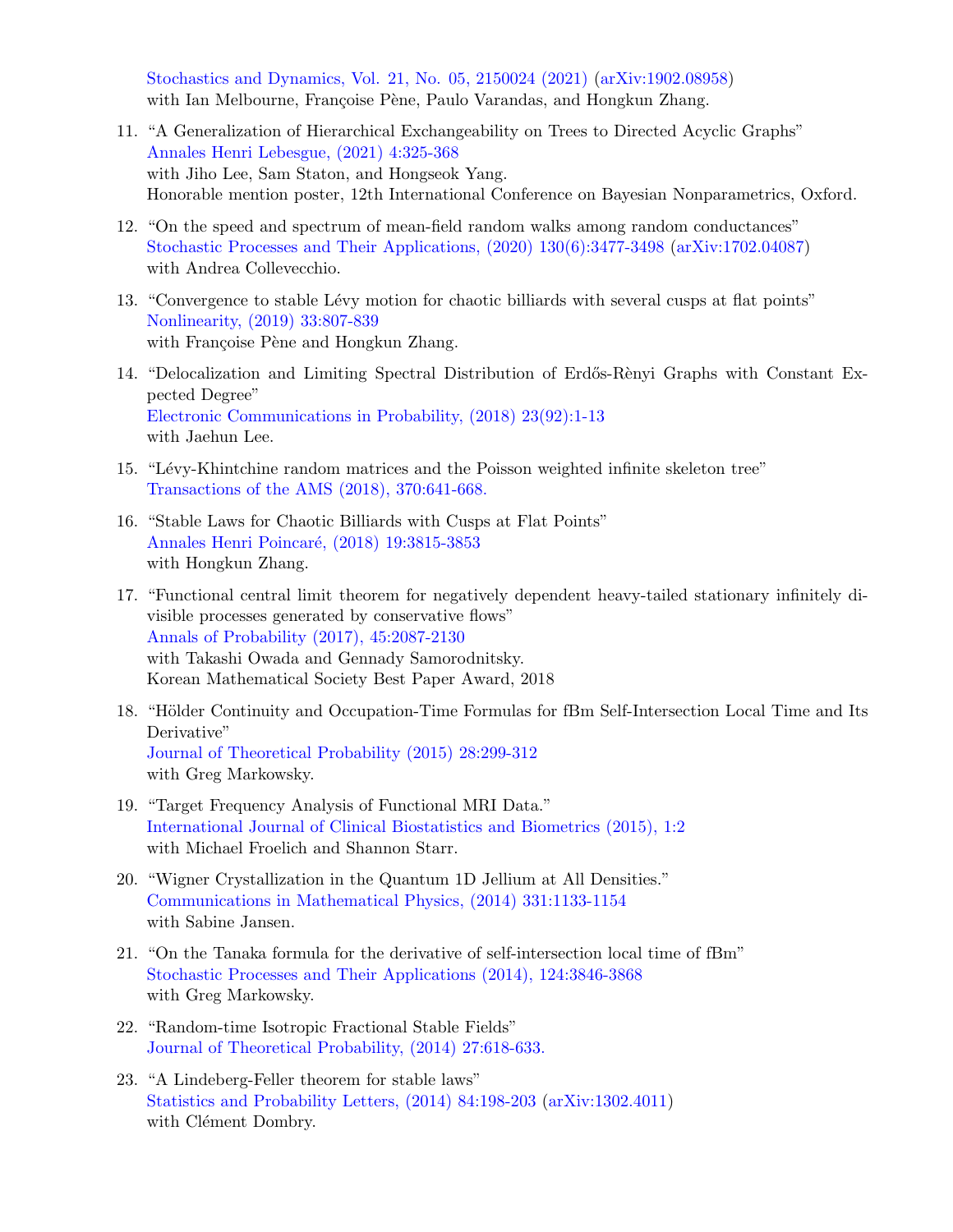Stochastics and Dynamics, Vol. 21, No. 05, 2150024 (2021) (arXiv:1902.08958)
with Ian Melbourne, Françoise Pène, Paulo Varandas, and Hongkun Zhang.

11. "A Generalization of Hierarchical Exchangeability on Trees to Directed Acyclic Graphs"
Annales Henri Lebesgue, (2021) 4:325-368
with Jiho Lee, Sam Staton, and Hongseok Yang.
Honorable mention poster, 12th International Conference on Bayesian Nonparametrics, Oxford.

12. "On the speed and spectrum of mean-field random walks among random conductances"
Stochastic Processes and Their Applications, (2020) 130(6):3477-3498 (arXiv:1702.04087)
with Andrea Collevecchio.

13. "Convergence to stable Lévy motion for chaotic billiards with several cusps at flat points"
Nonlinearity, (2019) 33:807-839
with Françoise Pène and Hongkun Zhang.

14. "Delocalization and Limiting Spectral Distribution of Erdős-Rènyi Graphs with Constant Expected Degree"
Electronic Communications in Probability, (2018) 23(92):1-13
with Jaehun Lee.

15. "Lévy-Khintchine random matrices and the Poisson weighted infinite skeleton tree"
Transactions of the AMS (2018), 370:641-668.

16. "Stable Laws for Chaotic Billiards with Cusps at Flat Points"
Annales Henri Poincaré, (2018) 19:3815-3853
with Hongkun Zhang.

17. "Functional central limit theorem for negatively dependent heavy-tailed stationary infinitely divisible processes generated by conservative flows"
Annals of Probability (2017), 45:2087-2130
with Takashi Owada and Gennady Samorodnitsky.
Korean Mathematical Society Best Paper Award, 2018

18. "Hölder Continuity and Occupation-Time Formulas for fBm Self-Intersection Local Time and Its Derivative"
Journal of Theoretical Probability (2015) 28:299-312
with Greg Markowsky.

19. "Target Frequency Analysis of Functional MRI Data."
International Journal of Clinical Biostatistics and Biometrics (2015), 1:2
with Michael Froelich and Shannon Starr.

20. "Wigner Crystallization in the Quantum 1D Jellium at All Densities."
Communications in Mathematical Physics, (2014) 331:1133-1154
with Sabine Jansen.

21. "On the Tanaka formula for the derivative of self-intersection local time of fBm"
Stochastic Processes and Their Applications (2014), 124:3846-3868
with Greg Markowsky.

22. "Random-time Isotropic Fractional Stable Fields"
Journal of Theoretical Probability, (2014) 27:618-633.

23. "A Lindeberg-Feller theorem for stable laws"
Statistics and Probability Letters, (2014) 84:198-203 (arXiv:1302.4011)
with Clément Dombry.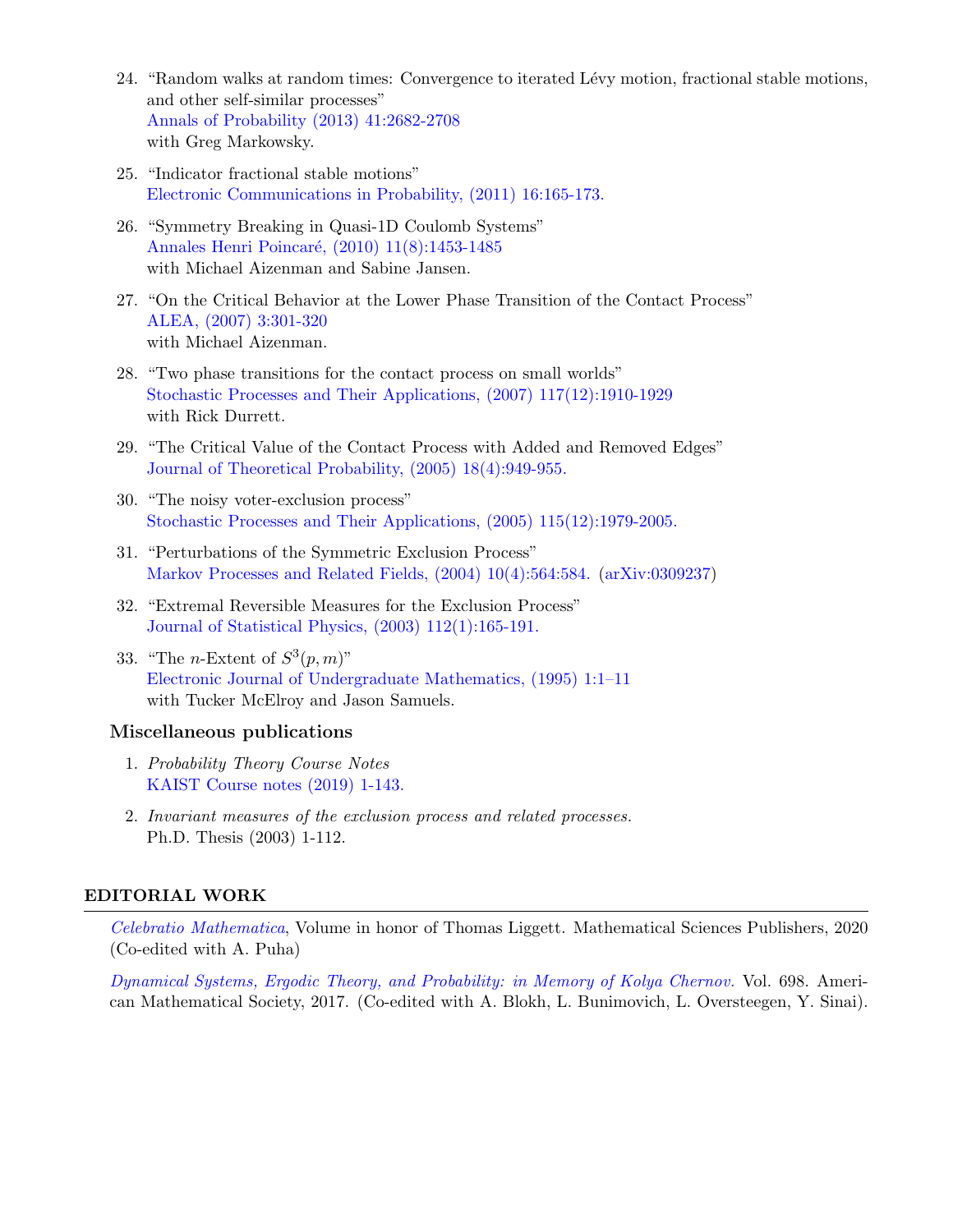24. "Random walks at random times: Convergence to iterated Lévy motion, fractional stable motions, and other self-similar processes"
    Annals of Probability (2013) 41:2682-2708
    with Greg Markowsky.

25. "Indicator fractional stable motions"
    Electronic Communications in Probability, (2011) 16:165-173.

26. "Symmetry Breaking in Quasi-1D Coulomb Systems"
    Annales Henri Poincaré, (2010) 11(8):1453-1485
    with Michael Aizenman and Sabine Jansen.

27. "On the Critical Behavior at the Lower Phase Transition of the Contact Process"
    ALEA, (2007) 3:301-320
    with Michael Aizenman.

28. "Two phase transitions for the contact process on small worlds"
    Stochastic Processes and Their Applications, (2007) 117(12):1910-1929
    with Rick Durrett.

29. "The Critical Value of the Contact Process with Added and Removed Edges"
    Journal of Theoretical Probability, (2005) 18(4):949-955.

30. "The noisy voter-exclusion process"
    Stochastic Processes and Their Applications, (2005) 115(12):1979-2005.

31. "Perturbations of the Symmetric Exclusion Process"
    Markov Processes and Related Fields, (2004) 10(4):564:584. (arXiv:0309237)

32. "Extremal Reversible Measures for the Exclusion Process"
    Journal of Statistical Physics, (2003) 112(1):165-191.

33. "The $n$-Extent of $S^3(p, m)$"
    Electronic Journal of Undergraduate Mathematics, (1995) 1:1–11
    with Tucker McElroy and Jason Samuels.

### Miscellaneous publications

1. *Probability Theory Course Notes*
   KAIST Course notes (2019) 1-143.

2. *Invariant measures of the exclusion process and related processes.*
   Ph.D. Thesis (2003) 1-112.

## EDITORIAL WORK

*Celebratio Mathematica*, Volume in honor of Thomas Liggett. Mathematical Sciences Publishers, 2020 (Co-edited with A. Puha)

*Dynamical Systems, Ergodic Theory, and Probability: in Memory of Kolya Chernov.* Vol. 698. American Mathematical Society, 2017. (Co-edited with A. Blokh, L. Bunimovich, L. Oversteegen, Y. Sinai).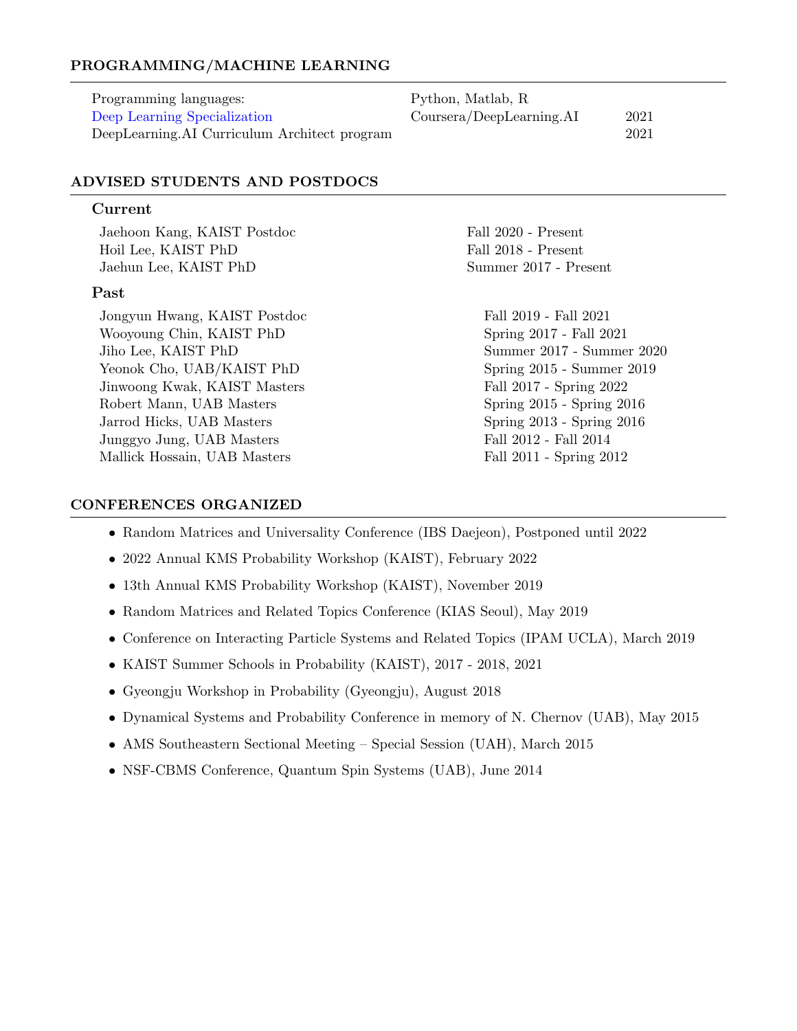## PROGRAMMING/MACHINE LEARNING

| | | |
|---|---|---|
| Programming languages: | Python, Matlab, R | |
| Deep Learning Specialization | Coursera/DeepLearning.AI | 2021 |
| DeepLearning.AI Curriculum Architect program | | 2021 |

## ADVISED STUDENTS AND POSTDOCS

### Current

| | |
|---|---|
| Jaehoon Kang, KAIST Postdoc | Fall 2020 - Present |
| Hoil Lee, KAIST PhD | Fall 2018 - Present |
| Jaehun Lee, KAIST PhD | Summer 2017 - Present |

### Past

| | |
|---|---|
| Jongyun Hwang, KAIST Postdoc | Fall 2019 - Fall 2021 |
| Wooyoung Chin, KAIST PhD | Spring 2017 - Fall 2021 |
| Jiho Lee, KAIST PhD | Summer 2017 - Summer 2020 |
| Yeonok Cho, UAB/KAIST PhD | Spring 2015 - Summer 2019 |
| Jinwoong Kwak, KAIST Masters | Fall 2017 - Spring 2022 |
| Robert Mann, UAB Masters | Spring 2015 - Spring 2016 |
| Jarrod Hicks, UAB Masters | Spring 2013 - Spring 2016 |
| Junggyo Jung, UAB Masters | Fall 2012 - Fall 2014 |
| Mallick Hossain, UAB Masters | Fall 2011 - Spring 2012 |

## CONFERENCES ORGANIZED

- Random Matrices and Universality Conference (IBS Daejeon), Postponed until 2022
- 2022 Annual KMS Probability Workshop (KAIST), February 2022
- 13th Annual KMS Probability Workshop (KAIST), November 2019
- Random Matrices and Related Topics Conference (KIAS Seoul), May 2019
- Conference on Interacting Particle Systems and Related Topics (IPAM UCLA), March 2019
- KAIST Summer Schools in Probability (KAIST), 2017 - 2018, 2021
- Gyeongju Workshop in Probability (Gyeongju), August 2018
- Dynamical Systems and Probability Conference in memory of N. Chernov (UAB), May 2015
- AMS Southeastern Sectional Meeting – Special Session (UAH), March 2015
- NSF-CBMS Conference, Quantum Spin Systems (UAB), June 2014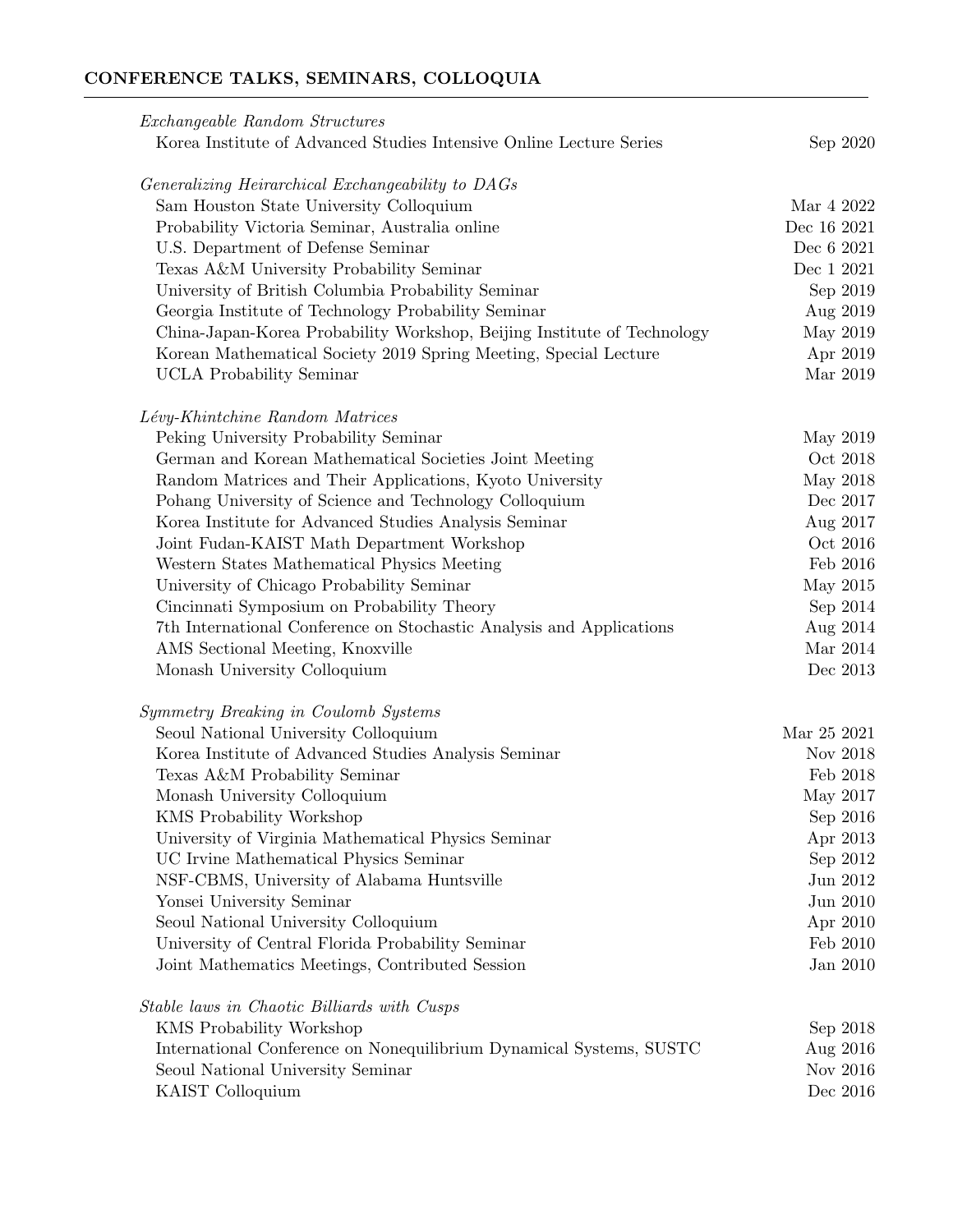## CONFERENCE TALKS, SEMINARS, COLLOQUIA

*Exchangeable Random Structures*

| | |
|---|---|
| Korea Institute of Advanced Studies Intensive Online Lecture Series | Sep 2020 |

*Generalizing Heirarchical Exchangeability to DAGs*

| | |
|---|---|
| Sam Houston State University Colloquium | Mar 4 2022 |
| Probability Victoria Seminar, Australia online | Dec 16 2021 |
| U.S. Department of Defense Seminar | Dec 6 2021 |
| Texas A&M University Probability Seminar | Dec 1 2021 |
| University of British Columbia Probability Seminar | Sep 2019 |
| Georgia Institute of Technology Probability Seminar | Aug 2019 |
| China-Japan-Korea Probability Workshop, Beijing Institute of Technology | May 2019 |
| Korean Mathematical Society 2019 Spring Meeting, Special Lecture | Apr 2019 |
| UCLA Probability Seminar | Mar 2019 |

*Lévy-Khintchine Random Matrices*

| | |
|---|---|
| Peking University Probability Seminar | May 2019 |
| German and Korean Mathematical Societies Joint Meeting | Oct 2018 |
| Random Matrices and Their Applications, Kyoto University | May 2018 |
| Pohang University of Science and Technology Colloquium | Dec 2017 |
| Korea Institute for Advanced Studies Analysis Seminar | Aug 2017 |
| Joint Fudan-KAIST Math Department Workshop | Oct 2016 |
| Western States Mathematical Physics Meeting | Feb 2016 |
| University of Chicago Probability Seminar | May 2015 |
| Cincinnati Symposium on Probability Theory | Sep 2014 |
| 7th International Conference on Stochastic Analysis and Applications | Aug 2014 |
| AMS Sectional Meeting, Knoxville | Mar 2014 |
| Monash University Colloquium | Dec 2013 |

*Symmetry Breaking in Coulomb Systems*

| | |
|---|---|
| Seoul National University Colloquium | Mar 25 2021 |
| Korea Institute of Advanced Studies Analysis Seminar | Nov 2018 |
| Texas A&M Probability Seminar | Feb 2018 |
| Monash University Colloquium | May 2017 |
| KMS Probability Workshop | Sep 2016 |
| University of Virginia Mathematical Physics Seminar | Apr 2013 |
| UC Irvine Mathematical Physics Seminar | Sep 2012 |
| NSF-CBMS, University of Alabama Huntsville | Jun 2012 |
| Yonsei University Seminar | Jun 2010 |
| Seoul National University Colloquium | Apr 2010 |
| University of Central Florida Probability Seminar | Feb 2010 |
| Joint Mathematics Meetings, Contributed Session | Jan 2010 |

*Stable laws in Chaotic Billiards with Cusps*

| | |
|---|---|
| KMS Probability Workshop | Sep 2018 |
| International Conference on Nonequilibrium Dynamical Systems, SUSTC | Aug 2016 |
| Seoul National University Seminar | Nov 2016 |
| KAIST Colloquium | Dec 2016 |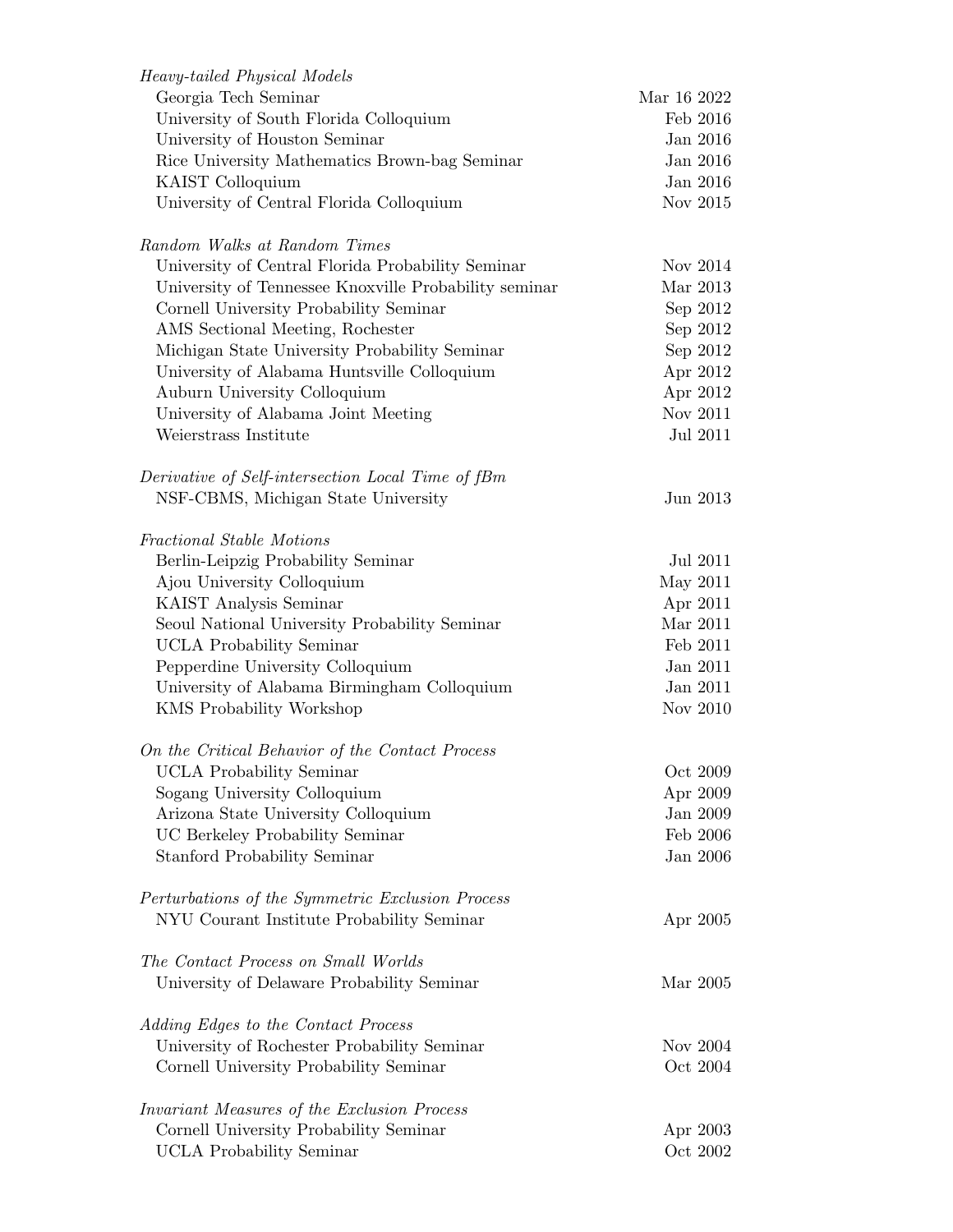*Heavy-tailed Physical Models*

| | |
|---|---|
| Georgia Tech Seminar | Mar 16 2022 |
| University of South Florida Colloquium | Feb 2016 |
| University of Houston Seminar | Jan 2016 |
| Rice University Mathematics Brown-bag Seminar | Jan 2016 |
| KAIST Colloquium | Jan 2016 |
| University of Central Florida Colloquium | Nov 2015 |

*Random Walks at Random Times*

| | |
|---|---|
| University of Central Florida Probability Seminar | Nov 2014 |
| University of Tennessee Knoxville Probability seminar | Mar 2013 |
| Cornell University Probability Seminar | Sep 2012 |
| AMS Sectional Meeting, Rochester | Sep 2012 |
| Michigan State University Probability Seminar | Sep 2012 |
| University of Alabama Huntsville Colloquium | Apr 2012 |
| Auburn University Colloquium | Apr 2012 |
| University of Alabama Joint Meeting | Nov 2011 |
| Weierstrass Institute | Jul 2011 |

*Derivative of Self-intersection Local Time of fBm*

| | |
|---|---|
| NSF-CBMS, Michigan State University | Jun 2013 |

*Fractional Stable Motions*

| | |
|---|---|
| Berlin-Leipzig Probability Seminar | Jul 2011 |
| Ajou University Colloquium | May 2011 |
| KAIST Analysis Seminar | Apr 2011 |
| Seoul National University Probability Seminar | Mar 2011 |
| UCLA Probability Seminar | Feb 2011 |
| Pepperdine University Colloquium | Jan 2011 |
| University of Alabama Birmingham Colloquium | Jan 2011 |
| KMS Probability Workshop | Nov 2010 |

*On the Critical Behavior of the Contact Process*

| | |
|---|---|
| UCLA Probability Seminar | Oct 2009 |
| Sogang University Colloquium | Apr 2009 |
| Arizona State University Colloquium | Jan 2009 |
| UC Berkeley Probability Seminar | Feb 2006 |
| Stanford Probability Seminar | Jan 2006 |

*Perturbations of the Symmetric Exclusion Process*

| | |
|---|---|
| NYU Courant Institute Probability Seminar | Apr 2005 |

*The Contact Process on Small Worlds*

| | |
|---|---|
| University of Delaware Probability Seminar | Mar 2005 |

*Adding Edges to the Contact Process*

| | |
|---|---|
| University of Rochester Probability Seminar | Nov 2004 |
| Cornell University Probability Seminar | Oct 2004 |

*Invariant Measures of the Exclusion Process*

| | |
|---|---|
| Cornell University Probability Seminar | Apr 2003 |
| UCLA Probability Seminar | Oct 2002 |